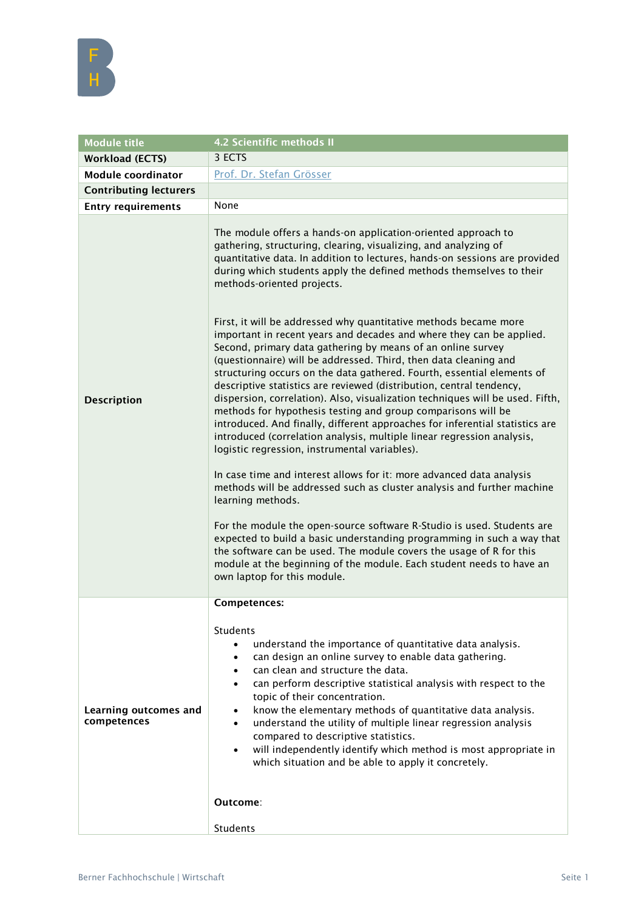| Module title | 4.2 Scientific methods II |
|---|---|
| Workload (ECTS) | 3 ECTS |
| Module coordinator | Prof. Dr. Stefan Grösser |
| Contributing lecturers | |
| Entry requirements | None |
| Description | The module offers a hands-on application-oriented approach to gathering, structuring, clearing, visualizing, and analyzing of quantitative data. In addition to lectures, hands-on sessions are provided during which students apply the defined methods themselves to their methods-oriented projects.<br><br>First, it will be addressed why quantitative methods became more important in recent years and decades and where they can be applied. Second, primary data gathering by means of an online survey (questionnaire) will be addressed. Third, then data cleaning and structuring occurs on the data gathered. Fourth, essential elements of descriptive statistics are reviewed (distribution, central tendency, dispersion, correlation). Also, visualization techniques will be used. Fifth, methods for hypothesis testing and group comparisons will be introduced. And finally, different approaches for inferential statistics are introduced (correlation analysis, multiple linear regression analysis, logistic regression, instrumental variables).<br><br>In case time and interest allows for it: more advanced data analysis methods will be addressed such as cluster analysis and further machine learning methods.<br><br>For the module the open-source software R-Studio is used. Students are expected to build a basic understanding programming in such a way that the software can be used. The module covers the usage of R for this module at the beginning of the module. Each student needs to have an own laptop for this module. |
| Learning outcomes and competences | **Competences:**<br><br>Students<br>• understand the importance of quantitative data analysis.<br>• can design an online survey to enable data gathering.<br>• can clean and structure the data.<br>• can perform descriptive statistical analysis with respect to the topic of their concentration.<br>• know the elementary methods of quantitative data analysis.<br>• understand the utility of multiple linear regression analysis compared to descriptive statistics.<br>• will independently identify which method is most appropriate in which situation and be able to apply it concretely.<br><br>**Outcome**:<br><br>Students |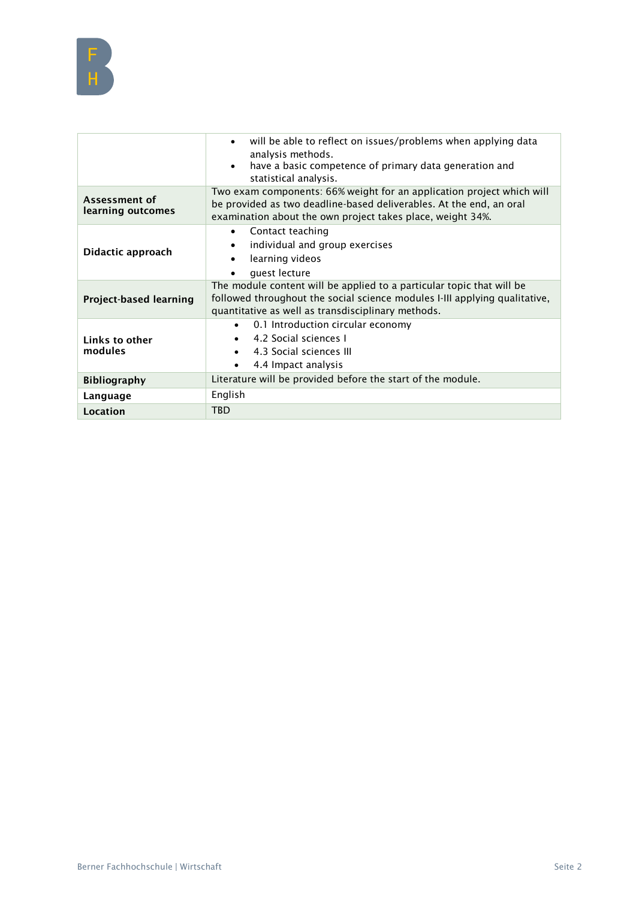| | |
|---|---|
| | • will be able to reflect on issues/problems when applying data analysis methods.<br>• have a basic competence of primary data generation and statistical analysis. |
| **Assessment of learning outcomes** | Two exam components: 66% weight for an application project which will be provided as two deadline-based deliverables. At the end, an oral examination about the own project takes place, weight 34%. |
| **Didactic approach** | • Contact teaching<br>• individual and group exercises<br>• learning videos<br>• guest lecture |
| **Project-based learning** | The module content will be applied to a particular topic that will be followed throughout the social science modules I-III applying qualitative, quantitative as well as transdisciplinary methods. |
| **Links to other modules** | • 0.1 Introduction circular economy<br>• 4.2 Social sciences I<br>• 4.3 Social sciences III<br>• 4.4 Impact analysis |
| **Bibliography** | Literature will be provided before the start of the module. |
| **Language** | English |
| **Location** | TBD |